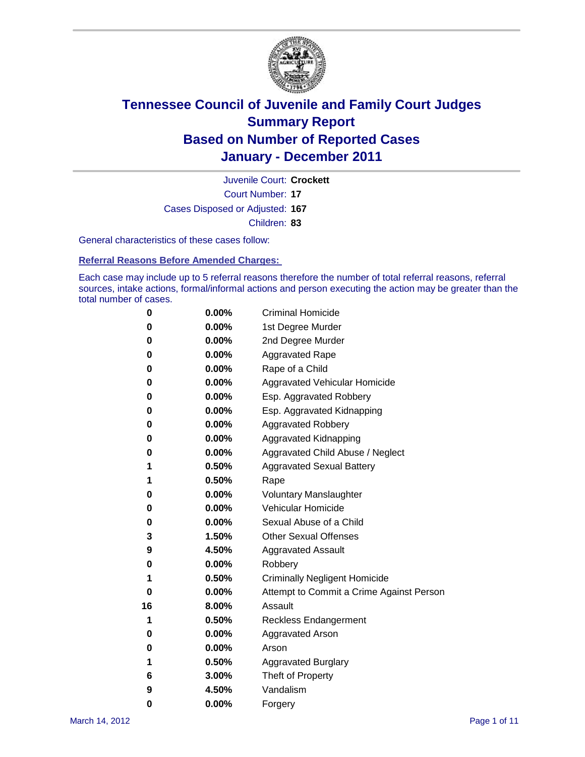# Tennessee Council of Juvenile and Family Court Judges
## Summary Report
## Based on Number of Reported Cases
## January - December 2011

Juvenile Court: **Crockett**

Court Number: **17**

Cases Disposed or Adjusted: **167**

Children: **83**

General characteristics of these cases follow:

### Referral Reasons Before Amended Charges:

Each case may include up to 5 referral reasons therefore the number of total referral reasons, referral sources, intake actions, formal/informal actions and person executing the action may be greater than the total number of cases.

| Count | Percent | Referral Reason |
|---|---|---|
| 0 | 0.00% | Criminal Homicide |
| 0 | 0.00% | 1st Degree Murder |
| 0 | 0.00% | 2nd Degree Murder |
| 0 | 0.00% | Aggravated Rape |
| 0 | 0.00% | Rape of a Child |
| 0 | 0.00% | Aggravated Vehicular Homicide |
| 0 | 0.00% | Esp. Aggravated Robbery |
| 0 | 0.00% | Esp. Aggravated Kidnapping |
| 0 | 0.00% | Aggravated Robbery |
| 0 | 0.00% | Aggravated Kidnapping |
| 0 | 0.00% | Aggravated Child Abuse / Neglect |
| 1 | 0.50% | Aggravated Sexual Battery |
| 1 | 0.50% | Rape |
| 0 | 0.00% | Voluntary Manslaughter |
| 0 | 0.00% | Vehicular Homicide |
| 0 | 0.00% | Sexual Abuse of a Child |
| 3 | 1.50% | Other Sexual Offenses |
| 9 | 4.50% | Aggravated Assault |
| 0 | 0.00% | Robbery |
| 1 | 0.50% | Criminally Negligent Homicide |
| 0 | 0.00% | Attempt to Commit a Crime Against Person |
| 16 | 8.00% | Assault |
| 1 | 0.50% | Reckless Endangerment |
| 0 | 0.00% | Aggravated Arson |
| 0 | 0.00% | Arson |
| 1 | 0.50% | Aggravated Burglary |
| 6 | 3.00% | Theft of Property |
| 9 | 4.50% | Vandalism |
| 0 | 0.00% | Forgery |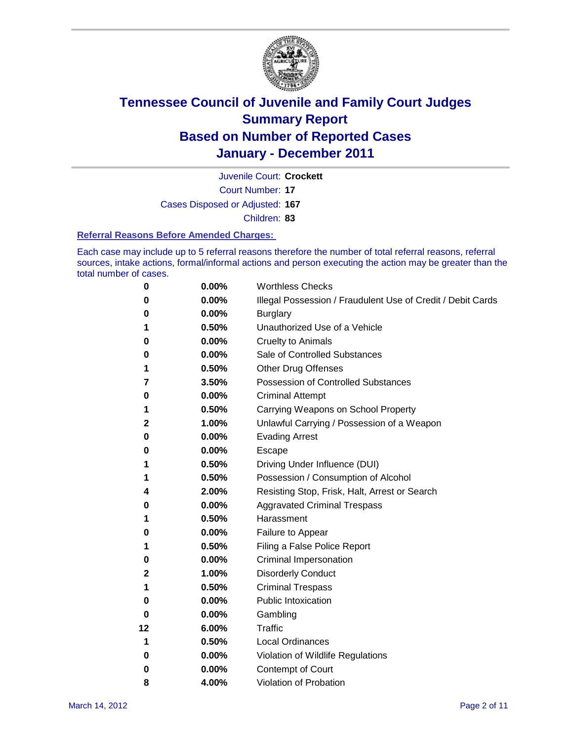# Tennessee Council of Juvenile and Family Court Judges
# Summary Report
# Based on Number of Reported Cases
# January - December 2011

Juvenile Court: **Crockett**

Court Number: **17**

Cases Disposed or Adjusted: **167**

Children: **83**

### Referral Reasons Before Amended Charges:

Each case may include up to 5 referral reasons therefore the number of total referral reasons, referral sources, intake actions, formal/informal actions and person executing the action may be greater than the total number of cases.

| | | |
|---|---|---|
| 0 | 0.00% | Worthless Checks |
| 0 | 0.00% | Illegal Possession / Fraudulent Use of Credit / Debit Cards |
| 0 | 0.00% | Burglary |
| 1 | 0.50% | Unauthorized Use of a Vehicle |
| 0 | 0.00% | Cruelty to Animals |
| 0 | 0.00% | Sale of Controlled Substances |
| 1 | 0.50% | Other Drug Offenses |
| 7 | 3.50% | Possession of Controlled Substances |
| 0 | 0.00% | Criminal Attempt |
| 1 | 0.50% | Carrying Weapons on School Property |
| 2 | 1.00% | Unlawful Carrying / Possession of a Weapon |
| 0 | 0.00% | Evading Arrest |
| 0 | 0.00% | Escape |
| 1 | 0.50% | Driving Under Influence (DUI) |
| 1 | 0.50% | Possession / Consumption of Alcohol |
| 4 | 2.00% | Resisting Stop, Frisk, Halt, Arrest or Search |
| 0 | 0.00% | Aggravated Criminal Trespass |
| 1 | 0.50% | Harassment |
| 0 | 0.00% | Failure to Appear |
| 1 | 0.50% | Filing a False Police Report |
| 0 | 0.00% | Criminal Impersonation |
| 2 | 1.00% | Disorderly Conduct |
| 1 | 0.50% | Criminal Trespass |
| 0 | 0.00% | Public Intoxication |
| 0 | 0.00% | Gambling |
| 12 | 6.00% | Traffic |
| 1 | 0.50% | Local Ordinances |
| 0 | 0.00% | Violation of Wildlife Regulations |
| 0 | 0.00% | Contempt of Court |
| 8 | 4.00% | Violation of Probation |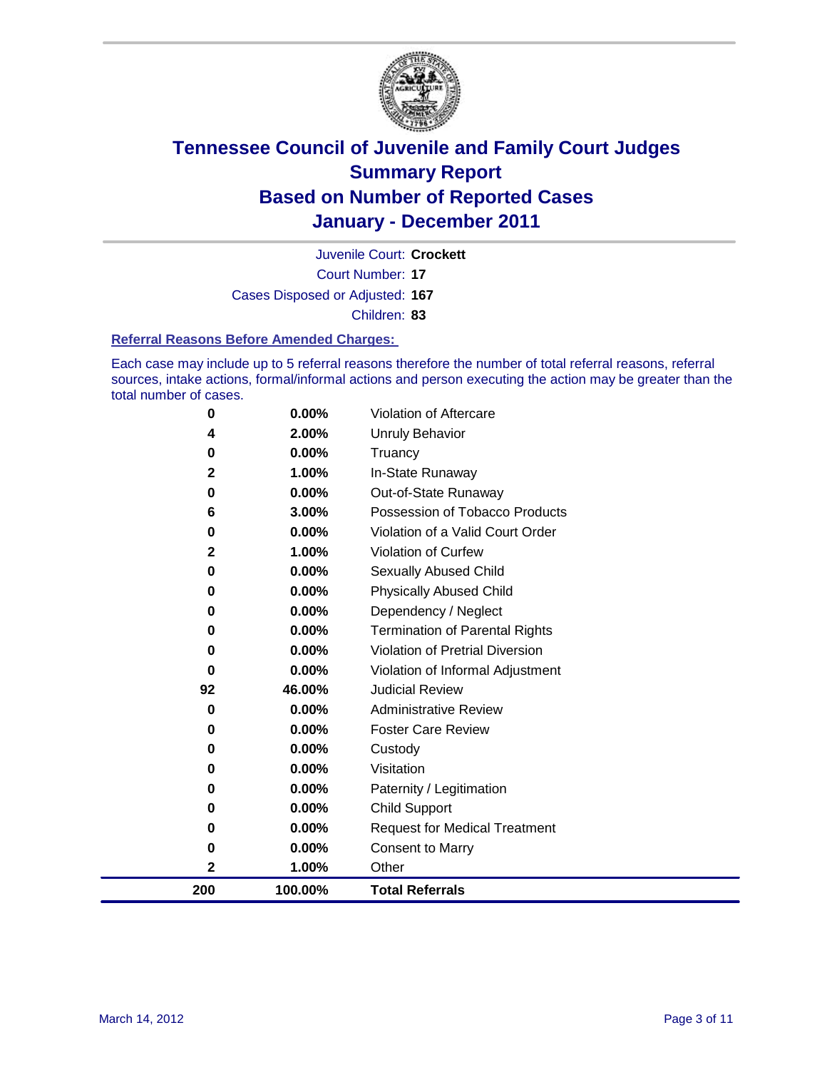# Tennessee Council of Juvenile and Family Court Judges
## Summary Report
## Based on Number of Reported Cases
## January - December 2011

Juvenile Court: **Crockett**

Court Number: **17**

Cases Disposed or Adjusted: **167**

Children: **83**

### Referral Reasons Before Amended Charges:

Each case may include up to 5 referral reasons therefore the number of total referral reasons, referral sources, intake actions, formal/informal actions and person executing the action may be greater than the total number of cases.

| Count | Percent | Reason |
|---|---|---|
| 0 | 0.00% | Violation of Aftercare |
| 4 | 2.00% | Unruly Behavior |
| 0 | 0.00% | Truancy |
| 2 | 1.00% | In-State Runaway |
| 0 | 0.00% | Out-of-State Runaway |
| 6 | 3.00% | Possession of Tobacco Products |
| 0 | 0.00% | Violation of a Valid Court Order |
| 2 | 1.00% | Violation of Curfew |
| 0 | 0.00% | Sexually Abused Child |
| 0 | 0.00% | Physically Abused Child |
| 0 | 0.00% | Dependency / Neglect |
| 0 | 0.00% | Termination of Parental Rights |
| 0 | 0.00% | Violation of Pretrial Diversion |
| 0 | 0.00% | Violation of Informal Adjustment |
| 92 | 46.00% | Judicial Review |
| 0 | 0.00% | Administrative Review |
| 0 | 0.00% | Foster Care Review |
| 0 | 0.00% | Custody |
| 0 | 0.00% | Visitation |
| 0 | 0.00% | Paternity / Legitimation |
| 0 | 0.00% | Child Support |
| 0 | 0.00% | Request for Medical Treatment |
| 0 | 0.00% | Consent to Marry |
| 2 | 1.00% | Other |
| **200** | **100.00%** | **Total Referrals** |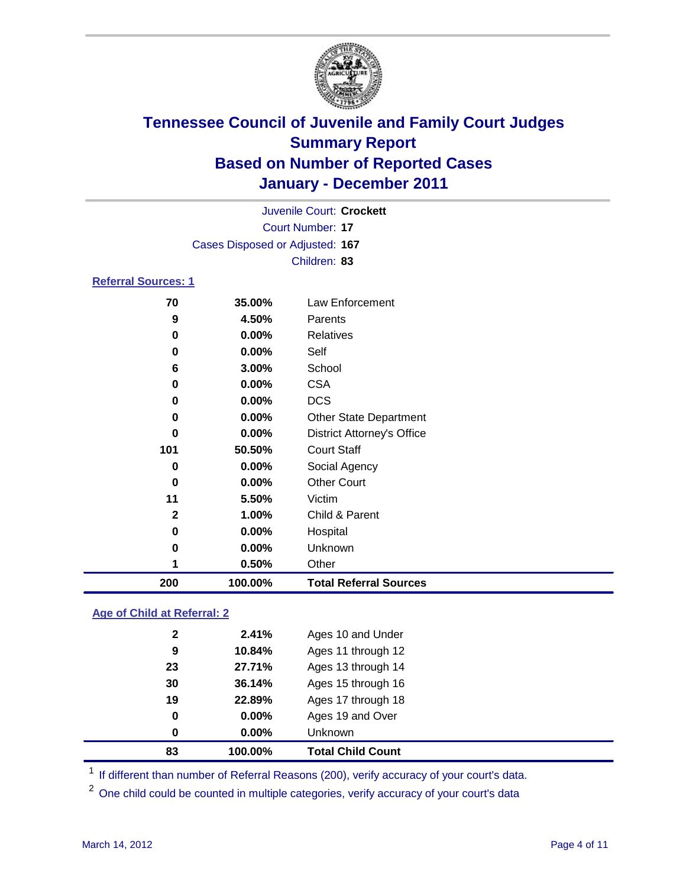# Tennessee Council of Juvenile and Family Court Judges
## Summary Report
## Based on Number of Reported Cases
## January - December 2011

Juvenile Court: **Crockett**
Court Number: **17**
Cases Disposed or Adjusted: **167**
Children: **83**

### Referral Sources: 1

| | | |
|---|---|---|
| 70 | 35.00% | Law Enforcement |
| 9 | 4.50% | Parents |
| 0 | 0.00% | Relatives |
| 0 | 0.00% | Self |
| 6 | 3.00% | School |
| 0 | 0.00% | CSA |
| 0 | 0.00% | DCS |
| 0 | 0.00% | Other State Department |
| 0 | 0.00% | District Attorney's Office |
| 101 | 50.50% | Court Staff |
| 0 | 0.00% | Social Agency |
| 0 | 0.00% | Other Court |
| 11 | 5.50% | Victim |
| 2 | 1.00% | Child & Parent |
| 0 | 0.00% | Hospital |
| 0 | 0.00% | Unknown |
| 1 | 0.50% | Other |
| **200** | **100.00%** | **Total Referral Sources** |

### Age of Child at Referral: 2

| | | |
|---|---|---|
| 2 | 2.41% | Ages 10 and Under |
| 9 | 10.84% | Ages 11 through 12 |
| 23 | 27.71% | Ages 13 through 14 |
| 30 | 36.14% | Ages 15 through 16 |
| 19 | 22.89% | Ages 17 through 18 |
| 0 | 0.00% | Ages 19 and Over |
| 0 | 0.00% | Unknown |
| **83** | **100.00%** | **Total Child Count** |

[1] If different than number of Referral Reasons (200), verify accuracy of your court's data.

[2] One child could be counted in multiple categories, verify accuracy of your court's data

March 14, 2012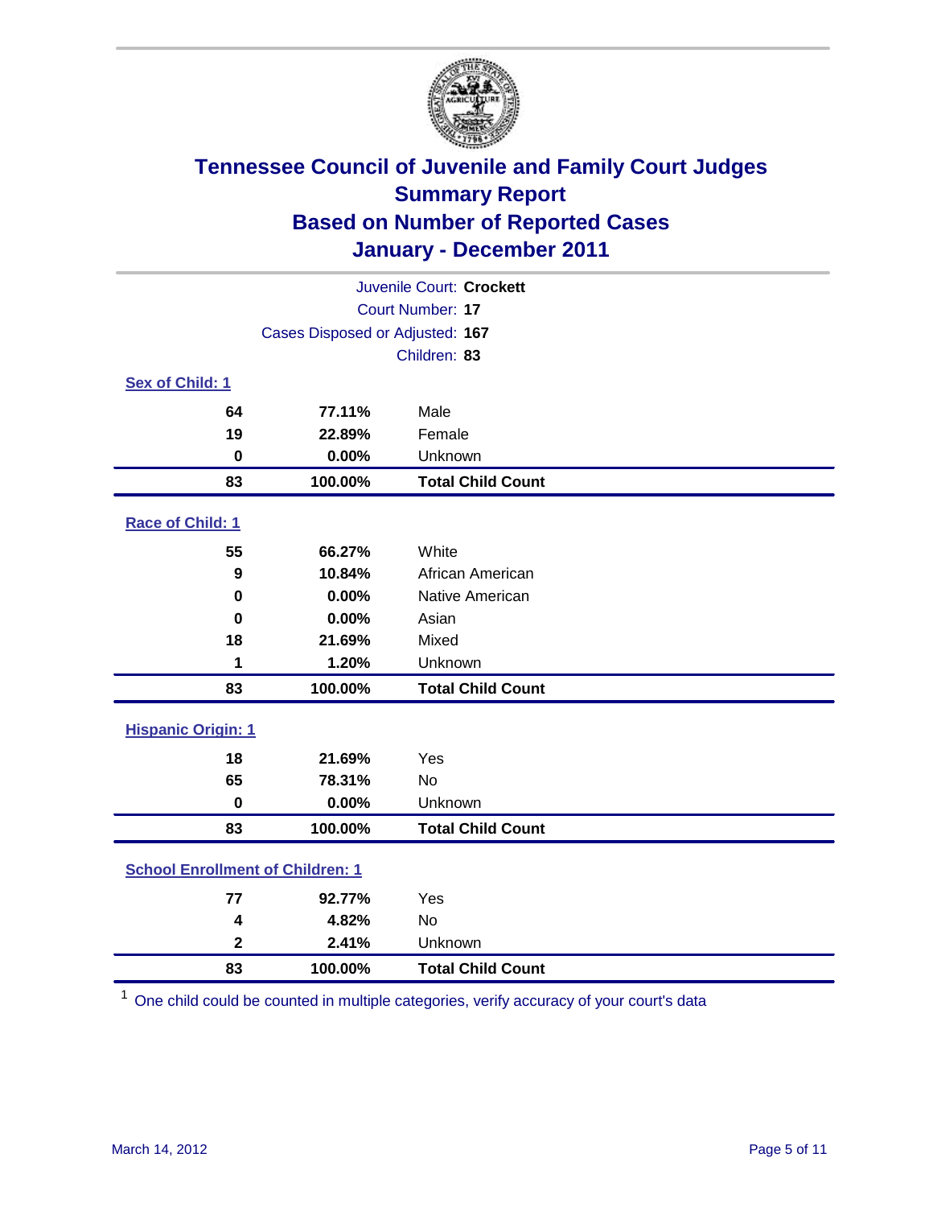# Tennessee Council of Juvenile and Family Court Judges
## Summary Report
## Based on Number of Reported Cases
## January - December 2011

Juvenile Court: **Crockett**

Court Number: **17**

Cases Disposed or Adjusted: **167**

Children: **83**

### Sex of Child: 1

| | | |
|---|---|---|
| 64 | 77.11% | Male |
| 19 | 22.89% | Female |
| 0 | 0.00% | Unknown |
| **83** | **100.00%** | **Total Child Count** |

### Race of Child: 1

| | | |
|---|---|---|
| 55 | 66.27% | White |
| 9 | 10.84% | African American |
| 0 | 0.00% | Native American |
| 0 | 0.00% | Asian |
| 18 | 21.69% | Mixed |
| 1 | 1.20% | Unknown |
| **83** | **100.00%** | **Total Child Count** |

### Hispanic Origin: 1

| | | |
|---|---|---|
| 18 | 21.69% | Yes |
| 65 | 78.31% | No |
| 0 | 0.00% | Unknown |
| **83** | **100.00%** | **Total Child Count** |

### School Enrollment of Children: 1

| | | |
|---|---|---|
| 77 | 92.77% | Yes |
| 4 | 4.82% | No |
| 2 | 2.41% | Unknown |
| **83** | **100.00%** | **Total Child Count** |

[1] One child could be counted in multiple categories, verify accuracy of your court's data

March 14, 2012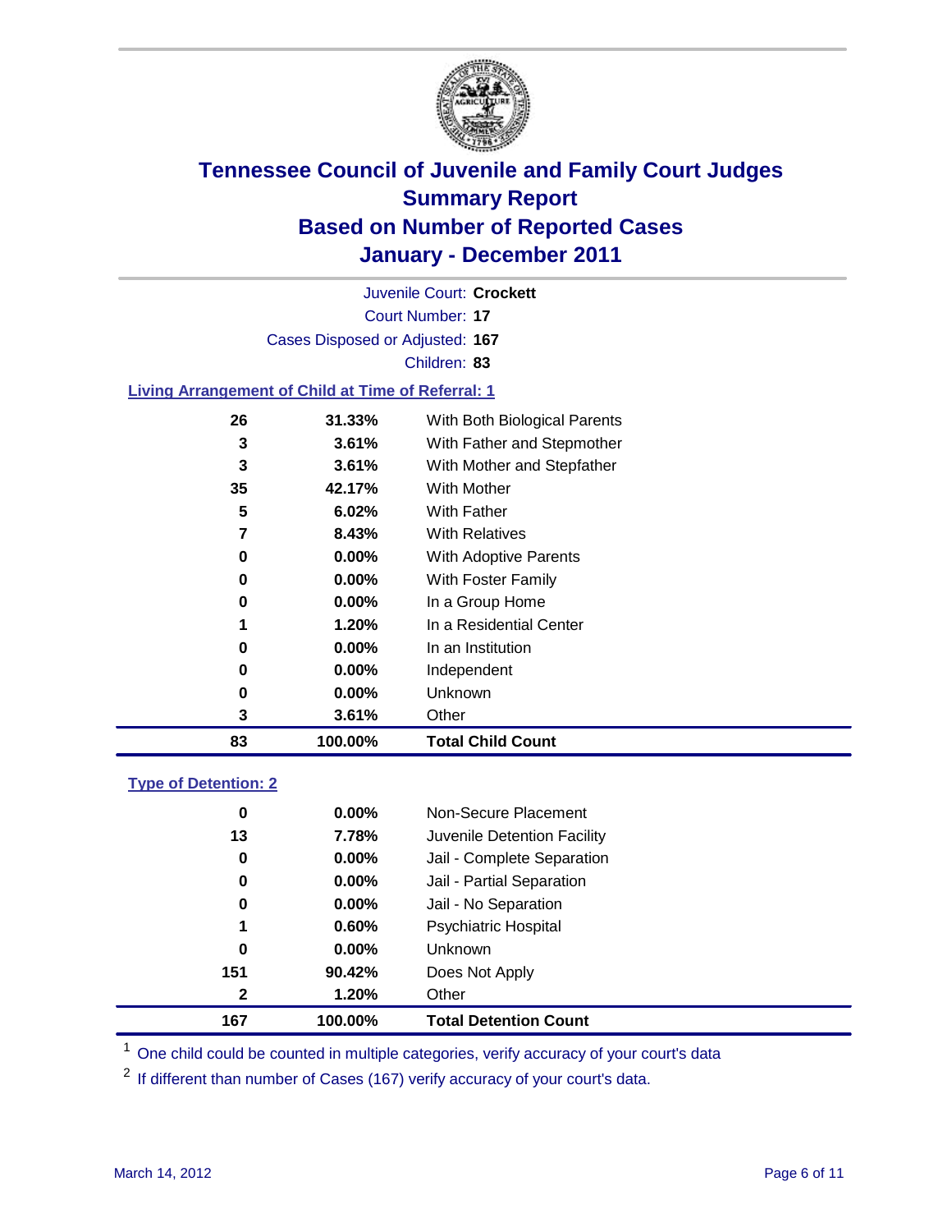# Tennessee Council of Juvenile and Family Court Judges
## Summary Report
## Based on Number of Reported Cases
## January - December 2011

Juvenile Court: **Crockett**

Court Number: **17**

Cases Disposed or Adjusted: **167**

Children: **83**

### Living Arrangement of Child at Time of Referral: 1

| | | |
|---|---|---|
| 26 | 31.33% | With Both Biological Parents |
| 3 | 3.61% | With Father and Stepmother |
| 3 | 3.61% | With Mother and Stepfather |
| 35 | 42.17% | With Mother |
| 5 | 6.02% | With Father |
| 7 | 8.43% | With Relatives |
| 0 | 0.00% | With Adoptive Parents |
| 0 | 0.00% | With Foster Family |
| 0 | 0.00% | In a Group Home |
| 1 | 1.20% | In a Residential Center |
| 0 | 0.00% | In an Institution |
| 0 | 0.00% | Independent |
| 0 | 0.00% | Unknown |
| 3 | 3.61% | Other |
| **83** | **100.00%** | **Total Child Count** |

### Type of Detention: 2

| | | |
|---|---|---|
| 0 | 0.00% | Non-Secure Placement |
| 13 | 7.78% | Juvenile Detention Facility |
| 0 | 0.00% | Jail - Complete Separation |
| 0 | 0.00% | Jail - Partial Separation |
| 0 | 0.00% | Jail - No Separation |
| 1 | 0.60% | Psychiatric Hospital |
| 0 | 0.00% | Unknown |
| 151 | 90.42% | Does Not Apply |
| 2 | 1.20% | Other |
| **167** | **100.00%** | **Total Detention Count** |

[1] One child could be counted in multiple categories, verify accuracy of your court's data

[2] If different than number of Cases (167) verify accuracy of your court's data.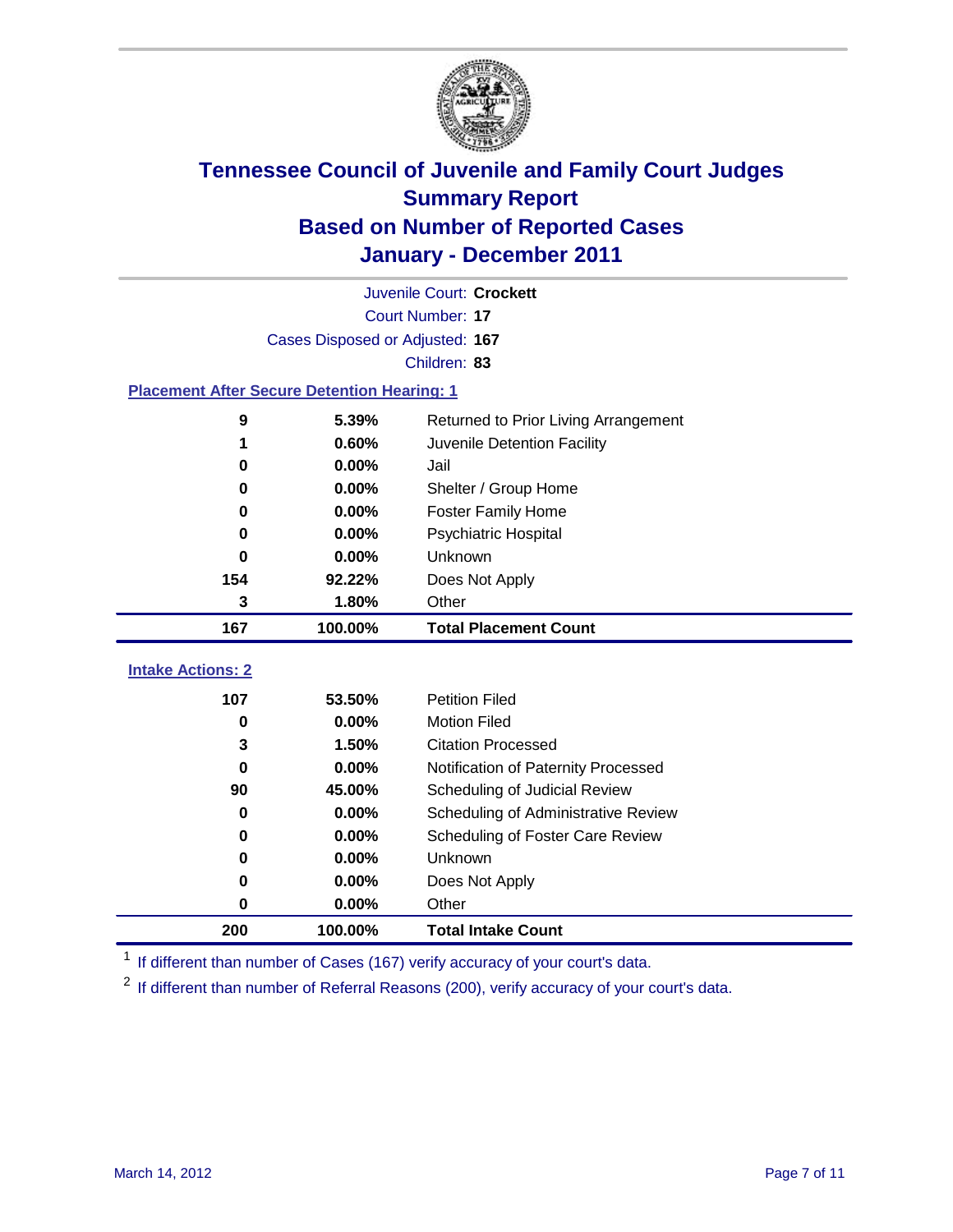# Tennessee Council of Juvenile and Family Court Judges
## Summary Report
## Based on Number of Reported Cases
## January - December 2011

Juvenile Court: **Crockett**
Court Number: **17**
Cases Disposed or Adjusted: **167**
Children: **83**

### Placement After Secure Detention Hearing: 1

| Count | Percent | Placement |
|---|---|---|
| 9 | 5.39% | Returned to Prior Living Arrangement |
| 1 | 0.60% | Juvenile Detention Facility |
| 0 | 0.00% | Jail |
| 0 | 0.00% | Shelter / Group Home |
| 0 | 0.00% | Foster Family Home |
| 0 | 0.00% | Psychiatric Hospital |
| 0 | 0.00% | Unknown |
| 154 | 92.22% | Does Not Apply |
| 3 | 1.80% | Other |
| **167** | **100.00%** | **Total Placement Count** |

### Intake Actions: 2

| Count | Percent | Intake Action |
|---|---|---|
| 107 | 53.50% | Petition Filed |
| 0 | 0.00% | Motion Filed |
| 3 | 1.50% | Citation Processed |
| 0 | 0.00% | Notification of Paternity Processed |
| 90 | 45.00% | Scheduling of Judicial Review |
| 0 | 0.00% | Scheduling of Administrative Review |
| 0 | 0.00% | Scheduling of Foster Care Review |
| 0 | 0.00% | Unknown |
| 0 | 0.00% | Does Not Apply |
| 0 | 0.00% | Other |
| **200** | **100.00%** | **Total Intake Count** |

[1] If different than number of Cases (167) verify accuracy of your court's data.

[2] If different than number of Referral Reasons (200), verify accuracy of your court's data.

March 14, 2012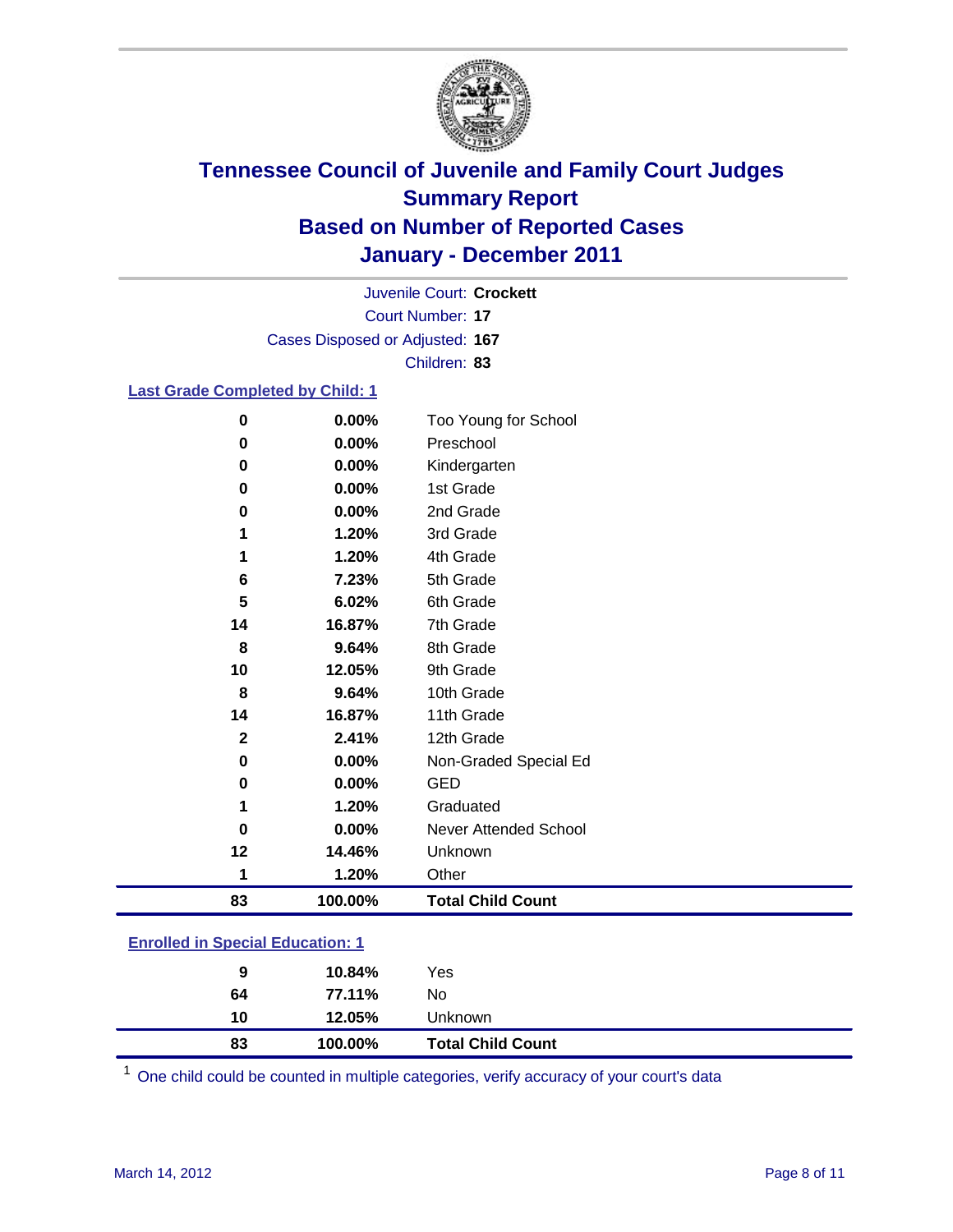# Tennessee Council of Juvenile and Family Court Judges
## Summary Report
## Based on Number of Reported Cases
## January - December 2011

Juvenile Court: **Crockett**
Court Number: **17**
Cases Disposed or Adjusted: **167**
Children: **83**

### Last Grade Completed by Child: 1

| Count | Percent | Category |
|---|---|---|
| 0 | 0.00% | Too Young for School |
| 0 | 0.00% | Preschool |
| 0 | 0.00% | Kindergarten |
| 0 | 0.00% | 1st Grade |
| 0 | 0.00% | 2nd Grade |
| 1 | 1.20% | 3rd Grade |
| 1 | 1.20% | 4th Grade |
| 6 | 7.23% | 5th Grade |
| 5 | 6.02% | 6th Grade |
| 14 | 16.87% | 7th Grade |
| 8 | 9.64% | 8th Grade |
| 10 | 12.05% | 9th Grade |
| 8 | 9.64% | 10th Grade |
| 14 | 16.87% | 11th Grade |
| 2 | 2.41% | 12th Grade |
| 0 | 0.00% | Non-Graded Special Ed |
| 0 | 0.00% | GED |
| 1 | 1.20% | Graduated |
| 0 | 0.00% | Never Attended School |
| 12 | 14.46% | Unknown |
| 1 | 1.20% | Other |
| **83** | **100.00%** | **Total Child Count** |

### Enrolled in Special Education: 1

| Count | Percent | Category |
|---|---|---|
| 9 | 10.84% | Yes |
| 64 | 77.11% | No |
| 10 | 12.05% | Unknown |
| **83** | **100.00%** | **Total Child Count** |

[1] One child could be counted in multiple categories, verify accuracy of your court's data

March 14, 2012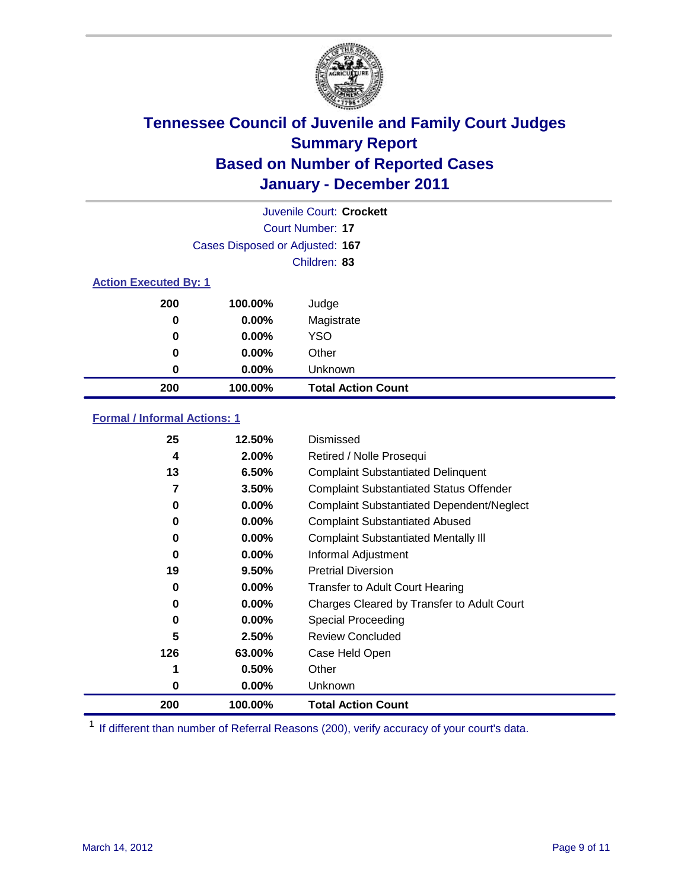# Tennessee Council of Juvenile and Family Court Judges
## Summary Report
## Based on Number of Reported Cases
## January - December 2011

Juvenile Court: **Crockett**

Court Number: **17**

Cases Disposed or Adjusted: **167**

Children: **83**

### Action Executed By: 1

| | | |
|---|---|---|
| 200 | 100.00% | Judge |
| 0 | 0.00% | Magistrate |
| 0 | 0.00% | YSO |
| 0 | 0.00% | Other |
| 0 | 0.00% | Unknown |
| **200** | **100.00%** | **Total Action Count** |

### Formal / Informal Actions: 1

| | | |
|---|---|---|
| 25 | 12.50% | Dismissed |
| 4 | 2.00% | Retired / Nolle Prosequi |
| 13 | 6.50% | Complaint Substantiated Delinquent |
| 7 | 3.50% | Complaint Substantiated Status Offender |
| 0 | 0.00% | Complaint Substantiated Dependent/Neglect |
| 0 | 0.00% | Complaint Substantiated Abused |
| 0 | 0.00% | Complaint Substantiated Mentally Ill |
| 0 | 0.00% | Informal Adjustment |
| 19 | 9.50% | Pretrial Diversion |
| 0 | 0.00% | Transfer to Adult Court Hearing |
| 0 | 0.00% | Charges Cleared by Transfer to Adult Court |
| 0 | 0.00% | Special Proceeding |
| 5 | 2.50% | Review Concluded |
| 126 | 63.00% | Case Held Open |
| 1 | 0.50% | Other |
| 0 | 0.00% | Unknown |
| **200** | **100.00%** | **Total Action Count** |

[1] If different than number of Referral Reasons (200), verify accuracy of your court's data.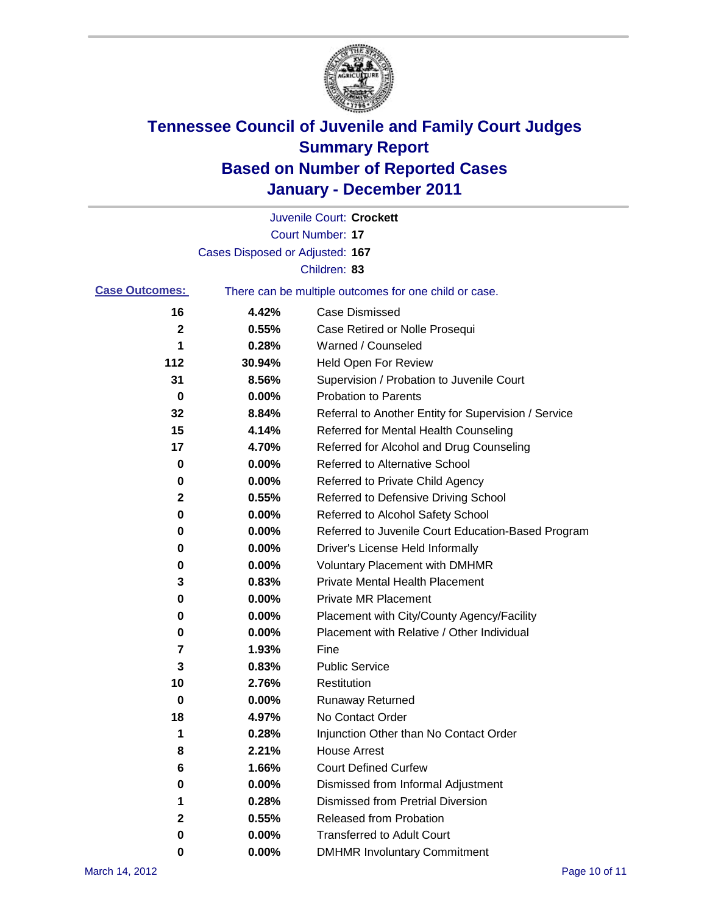# Tennessee Council of Juvenile and Family Court Judges
## Summary Report
## Based on Number of Reported Cases
## January - December 2011

Juvenile Court: **Crockett**
Court Number: **17**
Cases Disposed or Adjusted: **167**
Children: **83**

**Case Outcomes:** There can be multiple outcomes for one child or case.

| Count | Percent | Outcome |
|---|---|---|
| 16 | 4.42% | Case Dismissed |
| 2 | 0.55% | Case Retired or Nolle Prosequi |
| 1 | 0.28% | Warned / Counseled |
| 112 | 30.94% | Held Open For Review |
| 31 | 8.56% | Supervision / Probation to Juvenile Court |
| 0 | 0.00% | Probation to Parents |
| 32 | 8.84% | Referral to Another Entity for Supervision / Service |
| 15 | 4.14% | Referred for Mental Health Counseling |
| 17 | 4.70% | Referred for Alcohol and Drug Counseling |
| 0 | 0.00% | Referred to Alternative School |
| 0 | 0.00% | Referred to Private Child Agency |
| 2 | 0.55% | Referred to Defensive Driving School |
| 0 | 0.00% | Referred to Alcohol Safety School |
| 0 | 0.00% | Referred to Juvenile Court Education-Based Program |
| 0 | 0.00% | Driver's License Held Informally |
| 0 | 0.00% | Voluntary Placement with DMHMR |
| 3 | 0.83% | Private Mental Health Placement |
| 0 | 0.00% | Private MR Placement |
| 0 | 0.00% | Placement with City/County Agency/Facility |
| 0 | 0.00% | Placement with Relative / Other Individual |
| 7 | 1.93% | Fine |
| 3 | 0.83% | Public Service |
| 10 | 2.76% | Restitution |
| 0 | 0.00% | Runaway Returned |
| 18 | 4.97% | No Contact Order |
| 1 | 0.28% | Injunction Other than No Contact Order |
| 8 | 2.21% | House Arrest |
| 6 | 1.66% | Court Defined Curfew |
| 0 | 0.00% | Dismissed from Informal Adjustment |
| 1 | 0.28% | Dismissed from Pretrial Diversion |
| 2 | 0.55% | Released from Probation |
| 0 | 0.00% | Transferred to Adult Court |
| 0 | 0.00% | DMHMR Involuntary Commitment |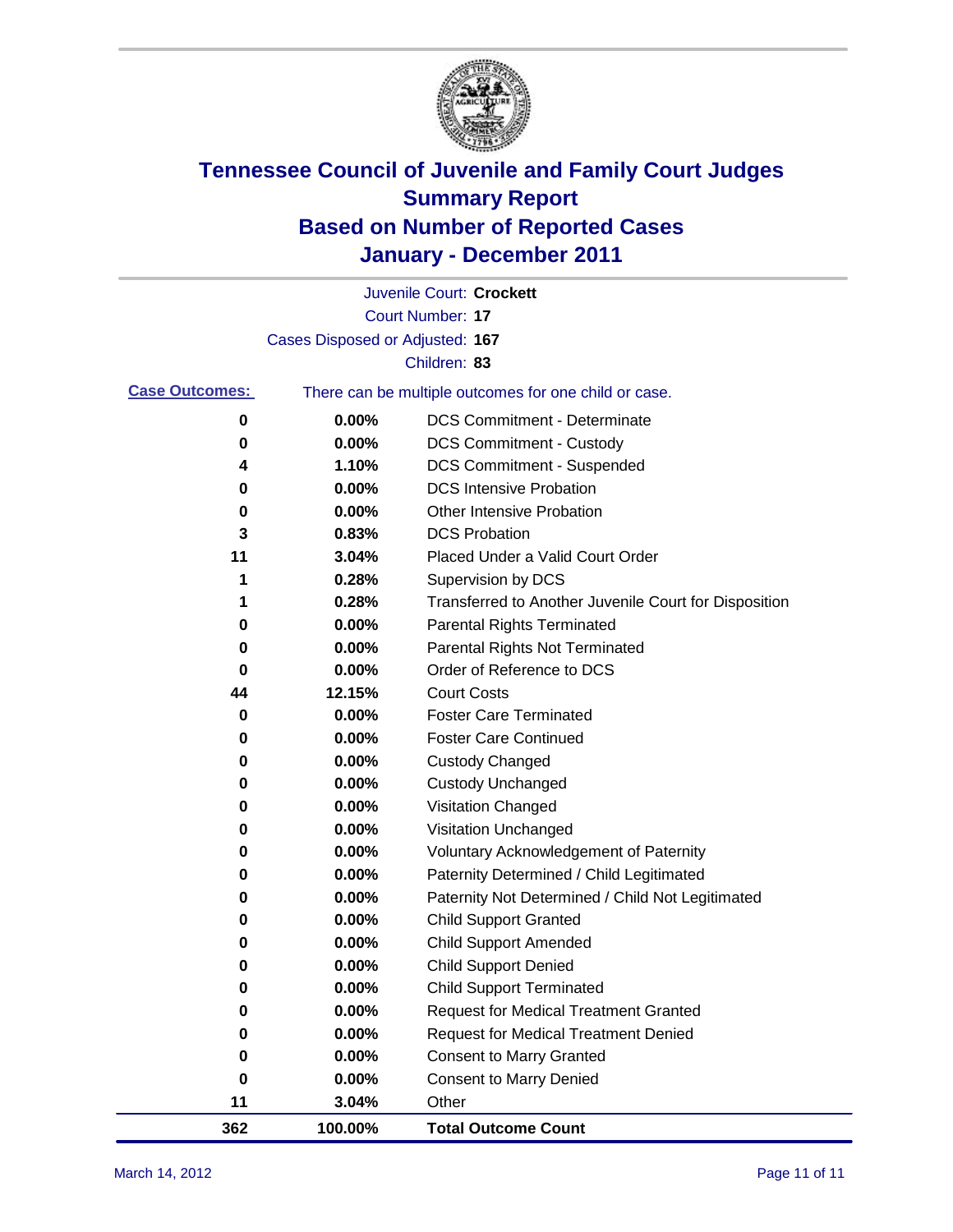# Tennessee Council of Juvenile and Family Court Judges
## Summary Report
## Based on Number of Reported Cases
## January - December 2011

Juvenile Court: **Crockett**
Court Number: **17**
Cases Disposed or Adjusted: **167**
Children: **83**

**Case Outcomes:** There can be multiple outcomes for one child or case.

| | | |
|---|---|---|
| 0 | 0.00% | DCS Commitment - Determinate |
| 0 | 0.00% | DCS Commitment - Custody |
| 4 | 1.10% | DCS Commitment - Suspended |
| 0 | 0.00% | DCS Intensive Probation |
| 0 | 0.00% | Other Intensive Probation |
| 3 | 0.83% | DCS Probation |
| 11 | 3.04% | Placed Under a Valid Court Order |
| 1 | 0.28% | Supervision by DCS |
| 1 | 0.28% | Transferred to Another Juvenile Court for Disposition |
| 0 | 0.00% | Parental Rights Terminated |
| 0 | 0.00% | Parental Rights Not Terminated |
| 0 | 0.00% | Order of Reference to DCS |
| 44 | 12.15% | Court Costs |
| 0 | 0.00% | Foster Care Terminated |
| 0 | 0.00% | Foster Care Continued |
| 0 | 0.00% | Custody Changed |
| 0 | 0.00% | Custody Unchanged |
| 0 | 0.00% | Visitation Changed |
| 0 | 0.00% | Visitation Unchanged |
| 0 | 0.00% | Voluntary Acknowledgement of Paternity |
| 0 | 0.00% | Paternity Determined / Child Legitimated |
| 0 | 0.00% | Paternity Not Determined / Child Not Legitimated |
| 0 | 0.00% | Child Support Granted |
| 0 | 0.00% | Child Support Amended |
| 0 | 0.00% | Child Support Denied |
| 0 | 0.00% | Child Support Terminated |
| 0 | 0.00% | Request for Medical Treatment Granted |
| 0 | 0.00% | Request for Medical Treatment Denied |
| 0 | 0.00% | Consent to Marry Granted |
| 0 | 0.00% | Consent to Marry Denied |
| 11 | 3.04% | Other |
| **362** | **100.00%** | **Total Outcome Count** |

March 14, 2012